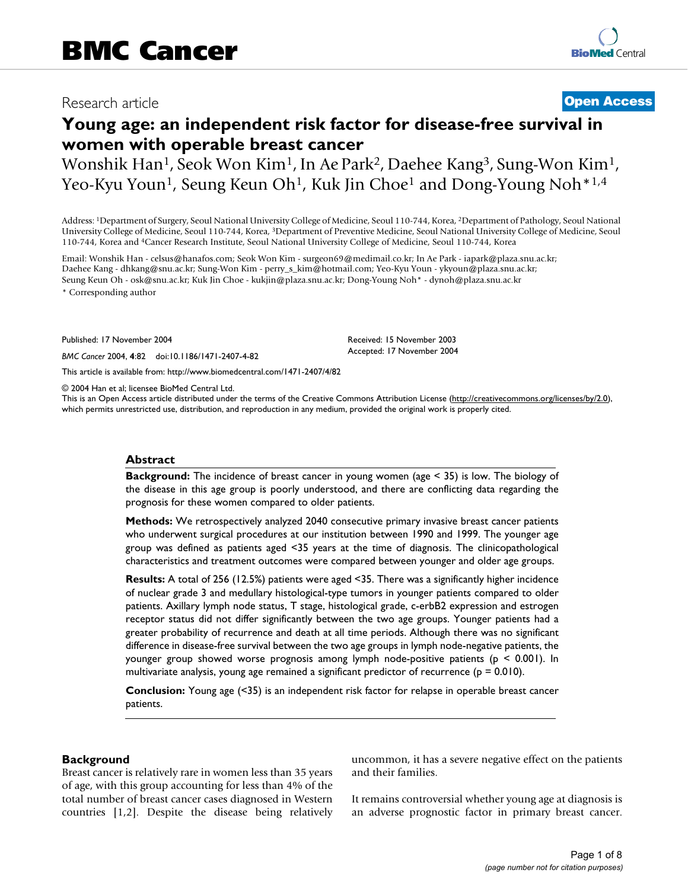# BMC Cancer

Research article

**Open Access**

# Young age: an independent risk factor for disease-free survival in women with operable breast cancer

Wonshik Han[1], Seok Won Kim[1], In Ae Park[2], Daehee Kang[3], Sung-Won Kim[1], Yeo-Kyu Youn[1], Seung Keun Oh[1], Kuk Jin Choe[1] and Dong-Young Noh*[1,4]

Address: [1]Department of Surgery, Seoul National University College of Medicine, Seoul 110-744, Korea, [2]Department of Pathology, Seoul National University College of Medicine, Seoul 110-744, Korea, [3]Department of Preventive Medicine, Seoul National University College of Medicine, Seoul 110-744, Korea and [4]Cancer Research Institute, Seoul National University College of Medicine, Seoul 110-744, Korea

Email: Wonshik Han - celsus@hanafos.com; Seok Won Kim - surgeon69@medimail.co.kr; In Ae Park - iapark@plaza.snu.ac.kr; Daehee Kang - dhkang@snu.ac.kr; Sung-Won Kim - perry_s_kim@hotmail.com; Yeo-Kyu Youn - ykyoun@plaza.snu.ac.kr; Seung Keun Oh - osk@snu.ac.kr; Kuk Jin Choe - kukjin@plaza.snu.ac.kr; Dong-Young Noh* - dynoh@plaza.snu.ac.kr

\* Corresponding author

Published: 17 November 2004

*BMC Cancer* 2004, **4**:82 doi:10.1186/1471-2407-4-82

Received: 15 November 2003
Accepted: 17 November 2004

This article is available from: http://www.biomedcentral.com/1471-2407/4/82

© 2004 Han et al; licensee BioMed Central Ltd.
This is an Open Access article distributed under the terms of the Creative Commons Attribution License (http://creativecommons.org/licenses/by/2.0), which permits unrestricted use, distribution, and reproduction in any medium, provided the original work is properly cited.

## Abstract

**Background:** The incidence of breast cancer in young women (age < 35) is low. The biology of the disease in this age group is poorly understood, and there are conflicting data regarding the prognosis for these women compared to older patients.

**Methods:** We retrospectively analyzed 2040 consecutive primary invasive breast cancer patients who underwent surgical procedures at our institution between 1990 and 1999. The younger age group was defined as patients aged <35 years at the time of diagnosis. The clinicopathological characteristics and treatment outcomes were compared between younger and older age groups.

**Results:** A total of 256 (12.5%) patients were aged <35. There was a significantly higher incidence of nuclear grade 3 and medullary histological-type tumors in younger patients compared to older patients. Axillary lymph node status, T stage, histological grade, c-erbB2 expression and estrogen receptor status did not differ significantly between the two age groups. Younger patients had a greater probability of recurrence and death at all time periods. Although there was no significant difference in disease-free survival between the two age groups in lymph node-negative patients, the younger group showed worse prognosis among lymph node-positive patients ($p < 0.001$). In multivariate analysis, young age remained a significant predictor of recurrence ($p = 0.010$).

**Conclusion:** Young age (<35) is an independent risk factor for relapse in operable breast cancer patients.

## Background

Breast cancer is relatively rare in women less than 35 years of age, with this group accounting for less than 4% of the total number of breast cancer cases diagnosed in Western countries [1,2]. Despite the disease being relatively uncommon, it has a severe negative effect on the patients and their families.

It remains controversial whether young age at diagnosis is an adverse prognostic factor in primary breast cancer.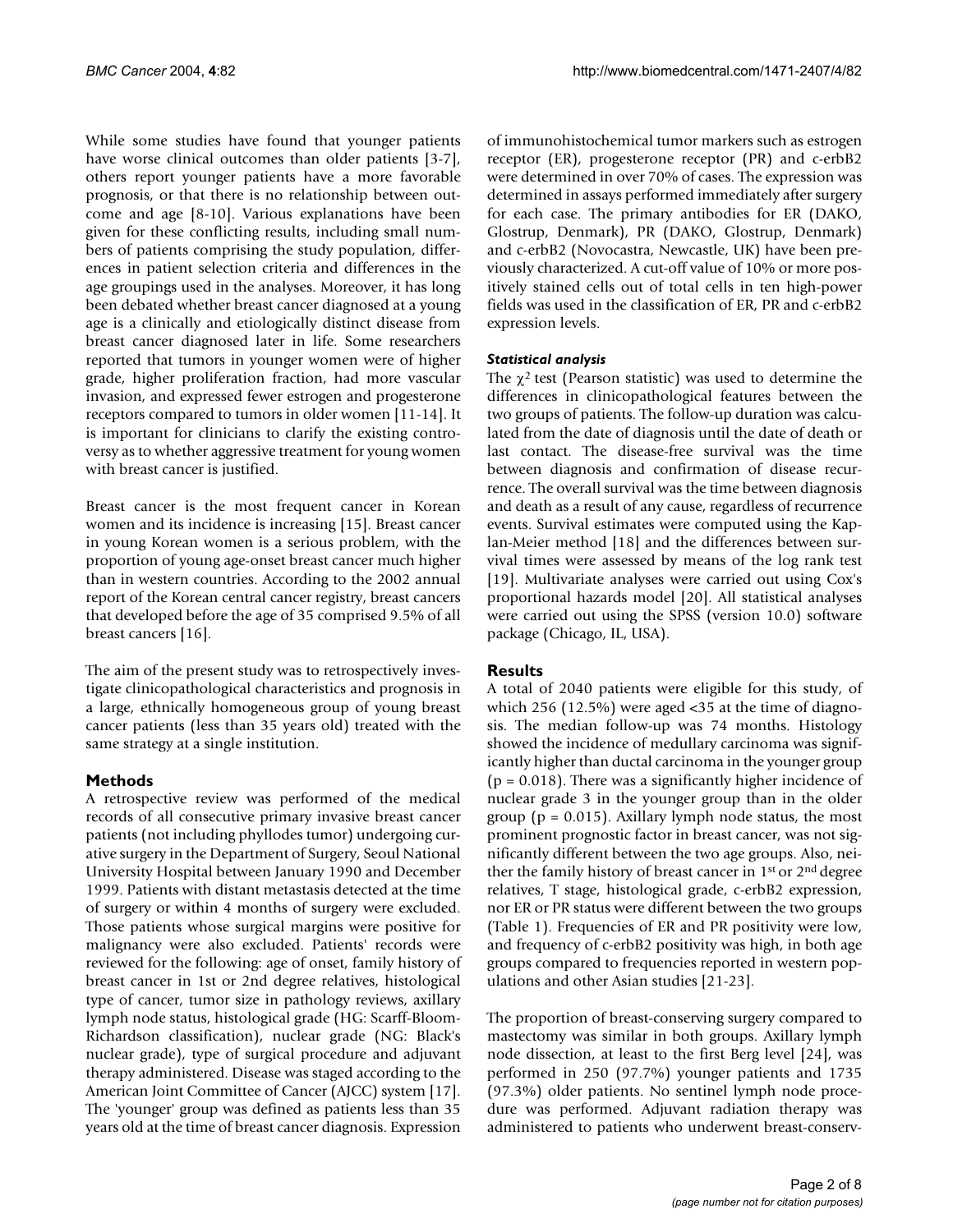While some studies have found that younger patients have worse clinical outcomes than older patients [3-7], others report younger patients have a more favorable prognosis, or that there is no relationship between outcome and age [8-10]. Various explanations have been given for these conflicting results, including small numbers of patients comprising the study population, differences in patient selection criteria and differences in the age groupings used in the analyses. Moreover, it has long been debated whether breast cancer diagnosed at a young age is a clinically and etiologically distinct disease from breast cancer diagnosed later in life. Some researchers reported that tumors in younger women were of higher grade, higher proliferation fraction, had more vascular invasion, and expressed fewer estrogen and progesterone receptors compared to tumors in older women [11-14]. It is important for clinicians to clarify the existing controversy as to whether aggressive treatment for young women with breast cancer is justified.

Breast cancer is the most frequent cancer in Korean women and its incidence is increasing [15]. Breast cancer in young Korean women is a serious problem, with the proportion of young age-onset breast cancer much higher than in western countries. According to the 2002 annual report of the Korean central cancer registry, breast cancers that developed before the age of 35 comprised 9.5% of all breast cancers [16].

The aim of the present study was to retrospectively investigate clinicopathological characteristics and prognosis in a large, ethnically homogeneous group of young breast cancer patients (less than 35 years old) treated with the same strategy at a single institution.

## Methods

A retrospective review was performed of the medical records of all consecutive primary invasive breast cancer patients (not including phyllodes tumor) undergoing curative surgery in the Department of Surgery, Seoul National University Hospital between January 1990 and December 1999. Patients with distant metastasis detected at the time of surgery or within 4 months of surgery were excluded. Those patients whose surgical margins were positive for malignancy were also excluded. Patients' records were reviewed for the following: age of onset, family history of breast cancer in 1st or 2nd degree relatives, histological type of cancer, tumor size in pathology reviews, axillary lymph node status, histological grade (HG: Scarff-Bloom-Richardson classification), nuclear grade (NG: Black's nuclear grade), type of surgical procedure and adjuvant therapy administered. Disease was staged according to the American Joint Committee of Cancer (AJCC) system [17]. The 'younger' group was defined as patients less than 35 years old at the time of breast cancer diagnosis. Expression of immunohistochemical tumor markers such as estrogen receptor (ER), progesterone receptor (PR) and c-erbB2 were determined in over 70% of cases. The expression was determined in assays performed immediately after surgery for each case. The primary antibodies for ER (DAKO, Glostrup, Denmark), PR (DAKO, Glostrup, Denmark) and c-erbB2 (Novocastra, Newcastle, UK) have been previously characterized. A cut-off value of 10% or more positively stained cells out of total cells in ten high-power fields was used in the classification of ER, PR and c-erbB2 expression levels.

### *Statistical analysis*

The $\chi^2$ test (Pearson statistic) was used to determine the differences in clinicopathological features between the two groups of patients. The follow-up duration was calculated from the date of diagnosis until the date of death or last contact. The disease-free survival was the time between diagnosis and confirmation of disease recurrence. The overall survival was the time between diagnosis and death as a result of any cause, regardless of recurrence events. Survival estimates were computed using the Kaplan-Meier method [18] and the differences between survival times were assessed by means of the log rank test [19]. Multivariate analyses were carried out using Cox's proportional hazards model [20]. All statistical analyses were carried out using the SPSS (version 10.0) software package (Chicago, IL, USA).

## Results

A total of 2040 patients were eligible for this study, of which 256 (12.5%) were aged <35 at the time of diagnosis. The median follow-up was 74 months. Histology showed the incidence of medullary carcinoma was significantly higher than ductal carcinoma in the younger group ($p = 0.018$). There was a significantly higher incidence of nuclear grade 3 in the younger group than in the older group ($p = 0.015$). Axillary lymph node status, the most prominent prognostic factor in breast cancer, was not significantly different between the two age groups. Also, neither the family history of breast cancer in 1st or 2nd degree relatives, T stage, histological grade, c-erbB2 expression, nor ER or PR status were different between the two groups (Table 1). Frequencies of ER and PR positivity were low, and frequency of c-erbB2 positivity was high, in both age groups compared to frequencies reported in western populations and other Asian studies [21-23].

The proportion of breast-conserving surgery compared to mastectomy was similar in both groups. Axillary lymph node dissection, at least to the first Berg level [24], was performed in 250 (97.7%) younger patients and 1735 (97.3%) older patients. No sentinel lymph node procedure was performed. Adjuvant radiation therapy was administered to patients who underwent breast-conserv-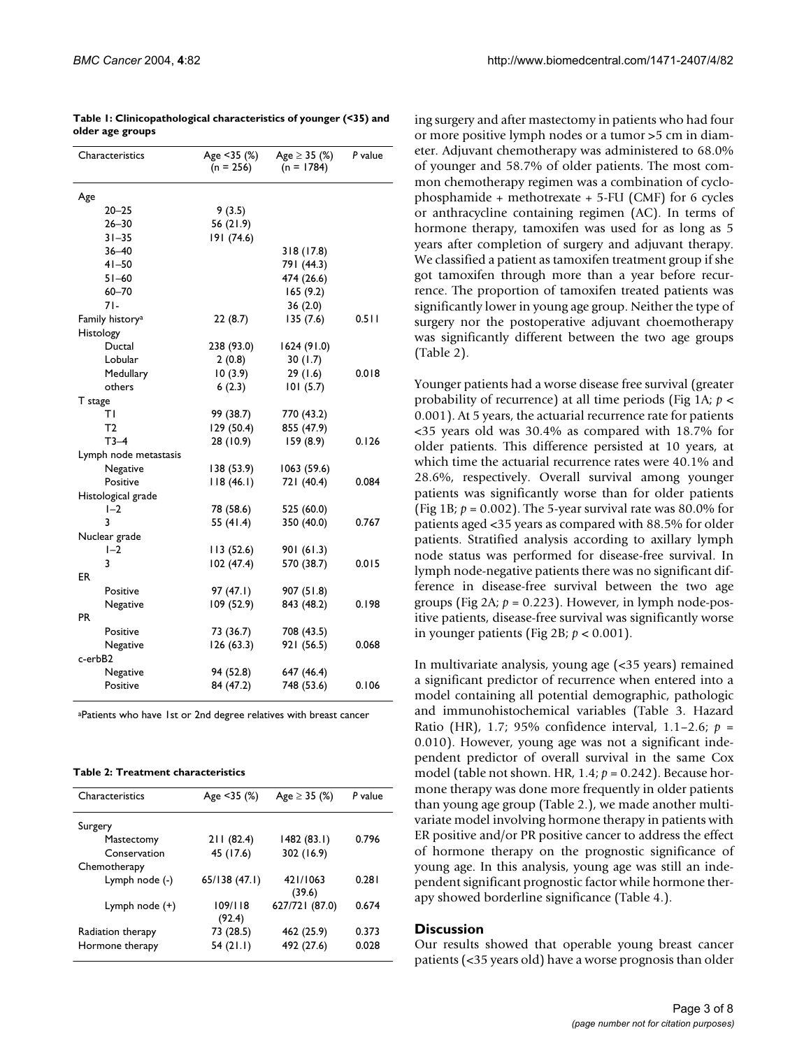**Table 1: Clinicopathological characteristics of younger (<35) and older age groups**

| Characteristics | Age <35 (%) (n = 256) | Age ≥ 35 (%) (n = 1784) | *P* value |
|---|---|---|---|
| Age | | | |
| 20–25 | 9 (3.5) | | |
| 26–30 | 56 (21.9) | | |
| 31–35 | 191 (74.6) | | |
| 36–40 | | 318 (17.8) | |
| 41–50 | | 791 (44.3) | |
| 51–60 | | 474 (26.6) | |
| 60–70 | | 165 (9.2) | |
| 71- | | 36 (2.0) | |
| Family history[a] | 22 (8.7) | 135 (7.6) | 0.511 |
| Histology | | | |
| Ductal | 238 (93.0) | 1624 (91.0) | |
| Lobular | 2 (0.8) | 30 (1.7) | |
| Medullary | 10 (3.9) | 29 (1.6) | 0.018 |
| others | 6 (2.3) | 101 (5.7) | |
| T stage | | | |
| T1 | 99 (38.7) | 770 (43.2) | |
| T2 | 129 (50.4) | 855 (47.9) | |
| T3–4 | 28 (10.9) | 159 (8.9) | 0.126 |
| Lymph node metastasis | | | |
| Negative | 138 (53.9) | 1063 (59.6) | |
| Positive | 118 (46.1) | 721 (40.4) | 0.084 |
| Histological grade | | | |
| 1–2 | 78 (58.6) | 525 (60.0) | |
| 3 | 55 (41.4) | 350 (40.0) | 0.767 |
| Nuclear grade | | | |
| 1–2 | 113 (52.6) | 901 (61.3) | |
| 3 | 102 (47.4) | 570 (38.7) | 0.015 |
| ER | | | |
| Positive | 97 (47.1) | 907 (51.8) | |
| Negative | 109 (52.9) | 843 (48.2) | 0.198 |
| PR | | | |
| Positive | 73 (36.7) | 708 (43.5) | |
| Negative | 126 (63.3) | 921 (56.5) | 0.068 |
| c-erbB2 | | | |
| Negative | 94 (52.8) | 647 (46.4) | |
| Positive | 84 (47.2) | 748 (53.6) | 0.106 |

[a]Patients who have 1st or 2nd degree relatives with breast cancer

**Table 2: Treatment characteristics**

| Characteristics | Age <35 (%) | Age ≥ 35 (%) | *P* value |
|---|---|---|---|
| Surgery | | | |
| Mastectomy | 211 (82.4) | 1482 (83.1) | 0.796 |
| Conservation | 45 (17.6) | 302 (16.9) | |
| Chemotherapy | | | |
| Lymph node (-) | 65/138 (47.1) | 421/1063 (39.6) | 0.281 |
| Lymph node (+) | 109/118 (92.4) | 627/721 (87.0) | 0.674 |
| Radiation therapy | 73 (28.5) | 462 (25.9) | 0.373 |
| Hormone therapy | 54 (21.1) | 492 (27.6) | 0.028 |

ing surgery and after mastectomy in patients who had four or more positive lymph nodes or a tumor >5 cm in diameter. Adjuvant chemotherapy was administered to 68.0% of younger and 58.7% of older patients. The most common chemotherapy regimen was a combination of cyclophosphamide + methotrexate + 5-FU (CMF) for 6 cycles or anthracycline containing regimen (AC). In terms of hormone therapy, tamoxifen was used for as long as 5 years after completion of surgery and adjuvant therapy. We classified a patient as tamoxifen treatment group if she got tamoxifen through more than a year before recurrence. The proportion of tamoxifen treated patients was significantly lower in young age group. Neither the type of surgery nor the postoperative adjuvant choemotherapy was significantly different between the two age groups (Table 2).

Younger patients had a worse disease free survival (greater probability of recurrence) at all time periods (Fig 1A; $p < 0.001$). At 5 years, the actuarial recurrence rate for patients <35 years old was 30.4% as compared with 18.7% for older patients. This difference persisted at 10 years, at which time the actuarial recurrence rates were 40.1% and 28.6%, respectively. Overall survival among younger patients was significantly worse than for older patients (Fig 1B; $p = 0.002$). The 5-year survival rate was 80.0% for patients aged <35 years as compared with 88.5% for older patients. Stratified analysis according to axillary lymph node status was performed for disease-free survival. In lymph node-negative patients there was no significant difference in disease-free survival between the two age groups (Fig 2A; $p = 0.223$). However, in lymph node-positive patients, disease-free survival was significantly worse in younger patients (Fig 2B; $p < 0.001$).

In multivariate analysis, young age (<35 years) remained a significant predictor of recurrence when entered into a model containing all potential demographic, pathologic and immunohistochemical variables (Table 3. Hazard Ratio (HR), 1.7; 95% confidence interval, 1.1–2.6; $p = 0.010$). However, young age was not a significant independent predictor of overall survival in the same Cox model (table not shown. HR, 1.4; $p = 0.242$). Because hormone therapy was done more frequently in older patients than young age group (Table 2.), we made another multivariate model involving hormone therapy in patients with ER positive and/or PR positive cancer to address the effect of hormone therapy on the prognostic significance of young age. In this analysis, young age was still an independent significant prognostic factor while hormone therapy showed borderline significance (Table 4.).

## Discussion

Our results showed that operable young breast cancer patients (<35 years old) have a worse prognosis than older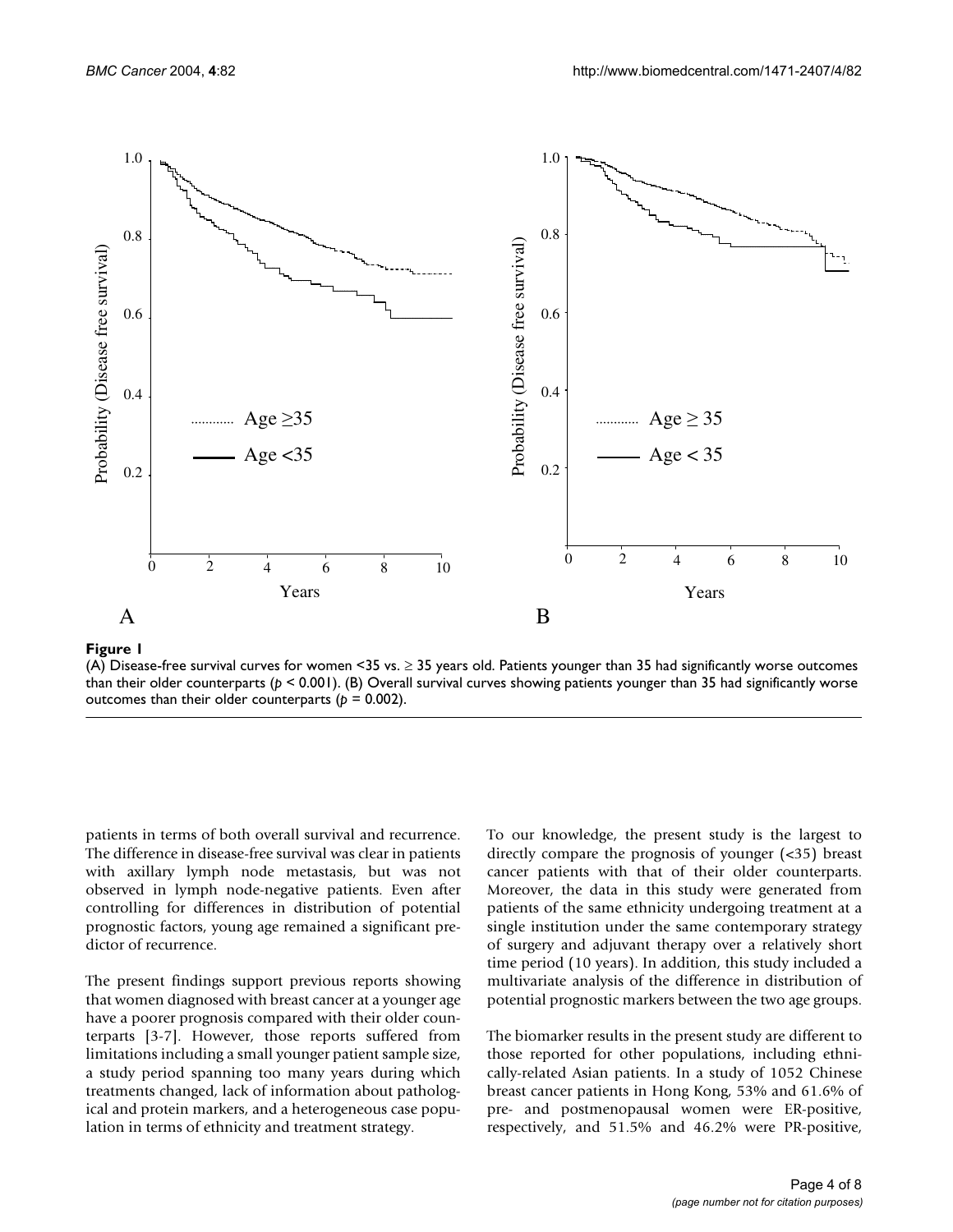**Figure 1**
(A) Disease-free survival curves for women <35 vs. ≥ 35 years old. Patients younger than 35 had significantly worse outcomes than their older counterparts ($p < 0.001$). (B) Overall survival curves showing patients younger than 35 had significantly worse outcomes than their older counterparts ($p = 0.002$).

patients in terms of both overall survival and recurrence. The difference in disease-free survival was clear in patients with axillary lymph node metastasis, but was not observed in lymph node-negative patients. Even after controlling for differences in distribution of potential prognostic factors, young age remained a significant predictor of recurrence.

The present findings support previous reports showing that women diagnosed with breast cancer at a younger age have a poorer prognosis compared with their older counterparts [3-7]. However, those reports suffered from limitations including a small younger patient sample size, a study period spanning too many years during which treatments changed, lack of information about pathological and protein markers, and a heterogeneous case population in terms of ethnicity and treatment strategy.

To our knowledge, the present study is the largest to directly compare the prognosis of younger (<35) breast cancer patients with that of their older counterparts. Moreover, the data in this study were generated from patients of the same ethnicity undergoing treatment at a single institution under the same contemporary strategy of surgery and adjuvant therapy over a relatively short time period (10 years). In addition, this study included a multivariate analysis of the difference in distribution of potential prognostic markers between the two age groups.

The biomarker results in the present study are different to those reported for other populations, including ethnically-related Asian patients. In a study of 1052 Chinese breast cancer patients in Hong Kong, 53% and 61.6% of pre- and postmenopausal women were ER-positive, respectively, and 51.5% and 46.2% were PR-positive,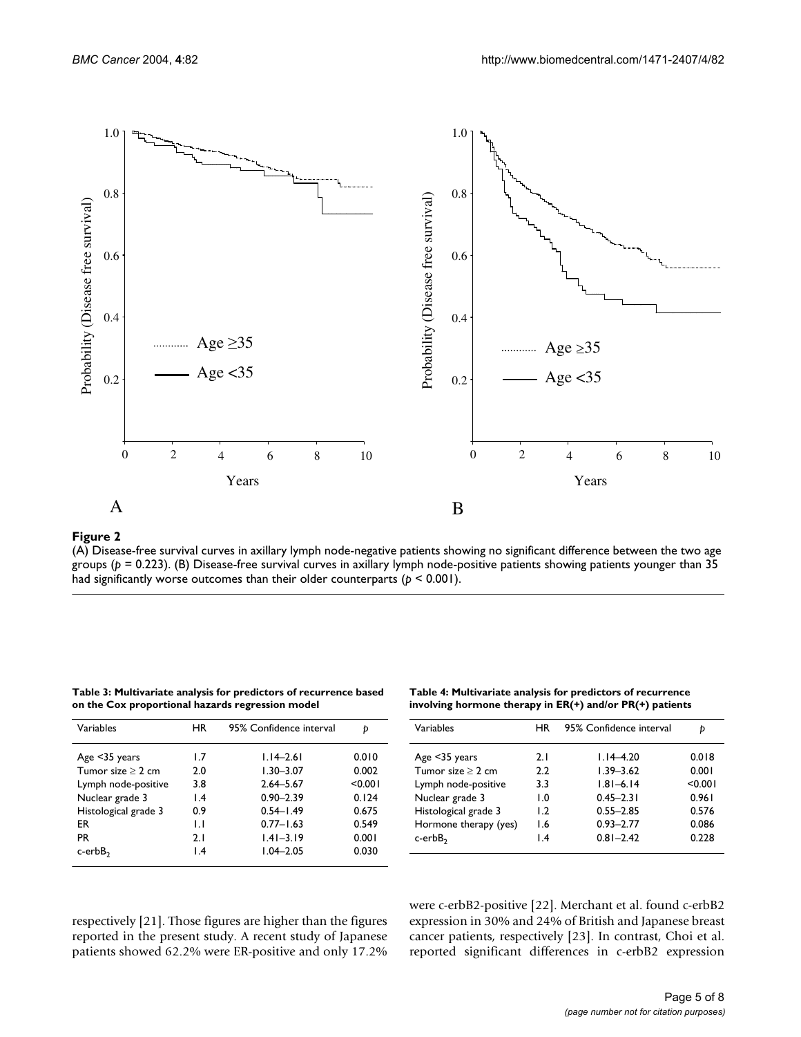**Figure 2**

(A) Disease-free survival curves in axillary lymph node-negative patients showing no significant difference between the two age groups ($p = 0.223$). (B) Disease-free survival curves in axillary lymph node-positive patients showing patients younger than 35 had significantly worse outcomes than their older counterparts ($p < 0.001$).

**Table 3: Multivariate analysis for predictors of recurrence based on the Cox proportional hazards regression model**

| Variables | HR | 95% Confidence interval | p |
|---|---|---|---|
| Age <35 years | 1.7 | 1.14–2.61 | 0.010 |
| Tumor size ≥ 2 cm | 2.0 | 1.30–3.07 | 0.002 |
| Lymph node-positive | 3.8 | 2.64–5.67 | <0.001 |
| Nuclear grade 3 | 1.4 | 0.90–2.39 | 0.124 |
| Histological grade 3 | 0.9 | 0.54–1.49 | 0.675 |
| ER | 1.1 | 0.77–1.63 | 0.549 |
| PR | 2.1 | 1.41–3.19 | 0.001 |
| c-erbB$_2$ | 1.4 | 1.04–2.05 | 0.030 |

**Table 4: Multivariate analysis for predictors of recurrence involving hormone therapy in ER(+) and/or PR(+) patients**

| Variables | HR | 95% Confidence interval | p |
|---|---|---|---|
| Age <35 years | 2.1 | 1.14–4.20 | 0.018 |
| Tumor size ≥ 2 cm | 2.2 | 1.39–3.62 | 0.001 |
| Lymph node-positive | 3.3 | 1.81–6.14 | <0.001 |
| Nuclear grade 3 | 1.0 | 0.45–2.31 | 0.961 |
| Histological grade 3 | 1.2 | 0.55–2.85 | 0.576 |
| Hormone therapy (yes) | 1.6 | 0.93–2.77 | 0.086 |
| c-erbB$_2$ | 1.4 | 0.81–2.42 | 0.228 |

respectively [21]. Those figures are higher than the figures reported in the present study. A recent study of Japanese patients showed 62.2% were ER-positive and only 17.2% were c-erbB2-positive [22]. Merchant et al. found c-erbB2 expression in 30% and 24% of British and Japanese breast cancer patients, respectively [23]. In contrast, Choi et al. reported significant differences in c-erbB2 expression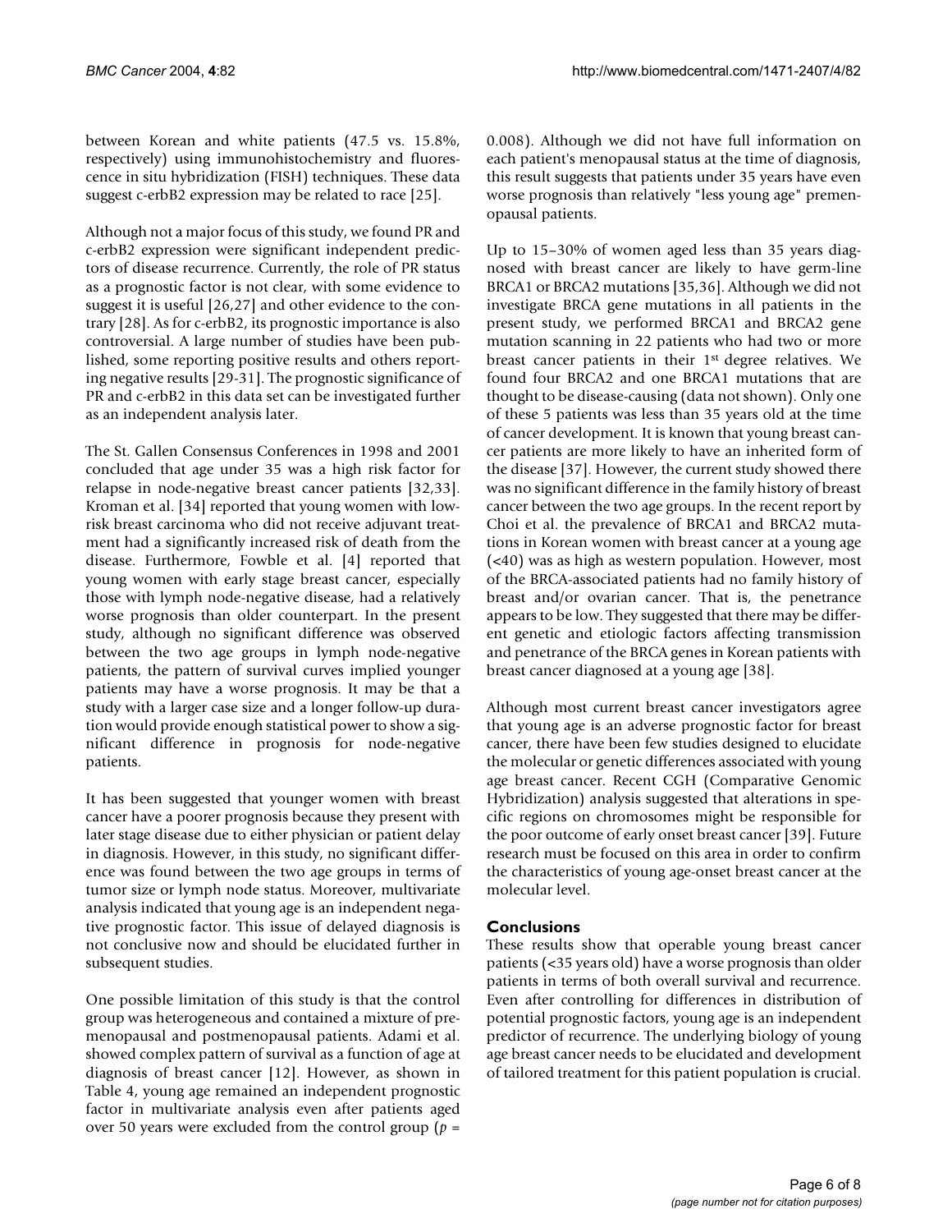between Korean and white patients (47.5 vs. 15.8%, respectively) using immunohistochemistry and fluorescence in situ hybridization (FISH) techniques. These data suggest c-erbB2 expression may be related to race [25].

Although not a major focus of this study, we found PR and c-erbB2 expression were significant independent predictors of disease recurrence. Currently, the role of PR status as a prognostic factor is not clear, with some evidence to suggest it is useful [26,27] and other evidence to the contrary [28]. As for c-erbB2, its prognostic importance is also controversial. A large number of studies have been published, some reporting positive results and others reporting negative results [29-31]. The prognostic significance of PR and c-erbB2 in this data set can be investigated further as an independent analysis later.

The St. Gallen Consensus Conferences in 1998 and 2001 concluded that age under 35 was a high risk factor for relapse in node-negative breast cancer patients [32,33]. Kroman et al. [34] reported that young women with low-risk breast carcinoma who did not receive adjuvant treatment had a significantly increased risk of death from the disease. Furthermore, Fowble et al. [4] reported that young women with early stage breast cancer, especially those with lymph node-negative disease, had a relatively worse prognosis than older counterpart. In the present study, although no significant difference was observed between the two age groups in lymph node-negative patients, the pattern of survival curves implied younger patients may have a worse prognosis. It may be that a study with a larger case size and a longer follow-up duration would provide enough statistical power to show a significant difference in prognosis for node-negative patients.

It has been suggested that younger women with breast cancer have a poorer prognosis because they present with later stage disease due to either physician or patient delay in diagnosis. However, in this study, no significant difference was found between the two age groups in terms of tumor size or lymph node status. Moreover, multivariate analysis indicated that young age is an independent negative prognostic factor. This issue of delayed diagnosis is not conclusive now and should be elucidated further in subsequent studies.

One possible limitation of this study is that the control group was heterogeneous and contained a mixture of premenopausal and postmenopausal patients. Adami et al. showed complex pattern of survival as a function of age at diagnosis of breast cancer [12]. However, as shown in Table 4, young age remained an independent prognostic factor in multivariate analysis even after patients aged over 50 years were excluded from the control group ($p = 0.008$). Although we did not have full information on each patient's menopausal status at the time of diagnosis, this result suggests that patients under 35 years have even worse prognosis than relatively "less young age" premenopausal patients.

Up to 15–30% of women aged less than 35 years diagnosed with breast cancer are likely to have germ-line BRCA1 or BRCA2 mutations [35,36]. Although we did not investigate BRCA gene mutations in all patients in the present study, we performed BRCA1 and BRCA2 gene mutation scanning in 22 patients who had two or more breast cancer patients in their 1st degree relatives. We found four BRCA2 and one BRCA1 mutations that are thought to be disease-causing (data not shown). Only one of these 5 patients was less than 35 years old at the time of cancer development. It is known that young breast cancer patients are more likely to have an inherited form of the disease [37]. However, the current study showed there was no significant difference in the family history of breast cancer between the two age groups. In the recent report by Choi et al. the prevalence of BRCA1 and BRCA2 mutations in Korean women with breast cancer at a young age (<40) was as high as western population. However, most of the BRCA-associated patients had no family history of breast and/or ovarian cancer. That is, the penetrance appears to be low. They suggested that there may be different genetic and etiologic factors affecting transmission and penetrance of the BRCA genes in Korean patients with breast cancer diagnosed at a young age [38].

Although most current breast cancer investigators agree that young age is an adverse prognostic factor for breast cancer, there have been few studies designed to elucidate the molecular or genetic differences associated with young age breast cancer. Recent CGH (Comparative Genomic Hybridization) analysis suggested that alterations in specific regions on chromosomes might be responsible for the poor outcome of early onset breast cancer [39]. Future research must be focused on this area in order to confirm the characteristics of young age-onset breast cancer at the molecular level.

## Conclusions

These results show that operable young breast cancer patients (<35 years old) have a worse prognosis than older patients in terms of both overall survival and recurrence. Even after controlling for differences in distribution of potential prognostic factors, young age is an independent predictor of recurrence. The underlying biology of young age breast cancer needs to be elucidated and development of tailored treatment for this patient population is crucial.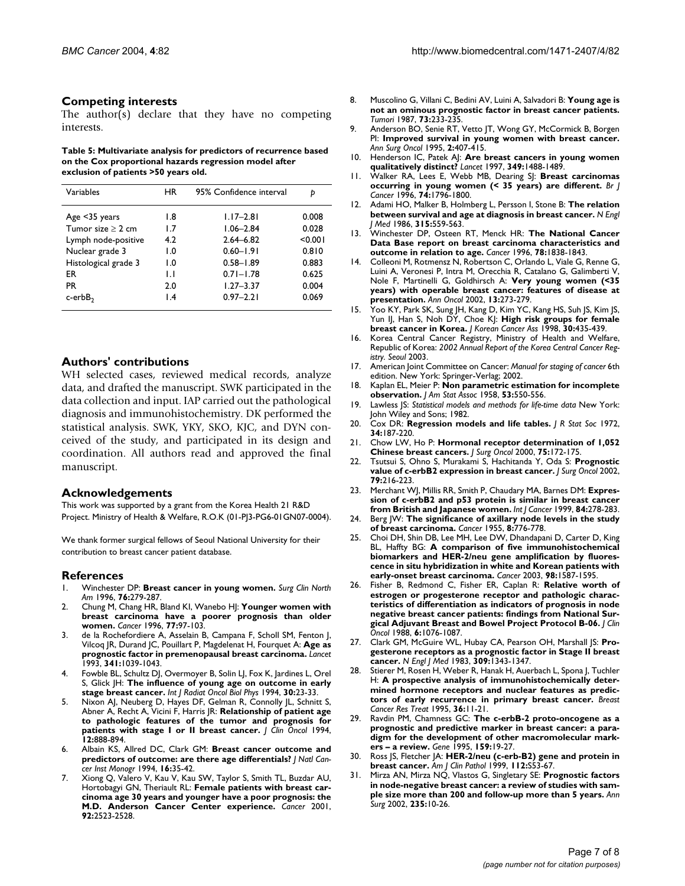## Competing interests

The author(s) declare that they have no competing interests.

**Table 5: Multivariate analysis for predictors of recurrence based on the Cox proportional hazards regression model after exclusion of patients >50 years old.**

| Variables | HR | 95% Confidence interval | p |
|---|---|---|---|
| Age <35 years | 1.8 | 1.17–2.81 | 0.008 |
| Tumor size ≥ 2 cm | 1.7 | 1.06–2.84 | 0.028 |
| Lymph node-positive | 4.2 | 2.64–6.82 | <0.001 |
| Nuclear grade 3 | 1.0 | 0.60–1.91 | 0.810 |
| Histological grade 3 | 1.0 | 0.58–1.89 | 0.883 |
| ER | 1.1 | 0.71–1.78 | 0.625 |
| PR | 2.0 | 1.27–3.37 | 0.004 |
| c-erbB$_2$ | 1.4 | 0.97–2.21 | 0.069 |

## Authors' contributions

WH selected cases, reviewed medical records, analyze data, and drafted the manuscript. SWK participated in the data collection and input. IAP carried out the pathological diagnosis and immunohistochemistry. DK performed the statistical analysis. SWK, YKY, SKO, KJC, and DYN conceived of the study, and participated in its design and coordination. All authors read and approved the final manuscript.

## Acknowledgements

This work was supported by a grant from the Korea Health 21 R&D Project. Ministry of Health & Welfare, R.O.K (01-PJ3-PG6-01GN07-0004).

We thank former surgical fellows of Seoul National University for their contribution to breast cancer patient database.

## References

1. Winchester DP: **Breast cancer in young women.** *Surg Clin North Am* 1996, **76:**279-287.
2. Chung M, Chang HR, Bland KI, Wanebo HJ: **Younger women with breast carcinoma have a poorer prognosis than older women.** *Cancer* 1996, **77:**97-103.
3. de la Rochefordiere A, Asselain B, Campana F, Scholl SM, Fenton J, Vilcoq JR, Durand JC, Pouillart P, Magdelenat H, Fourquet A: **Age as prognostic factor in premenopausal breast carcinoma.** *Lancet* 1993, **341:**1039-1043.
4. Fowble BL, Schultz DJ, Overmoyer B, Solin LJ, Fox K, Jardines L, Orel S, Glick JH: **The influence of young age on outcome in early stage breast cancer.** *Int J Radiat Oncol Biol Phys* 1994, **30:**23-33.
5. Nixon AJ, Neuberg D, Hayes DF, Gelman R, Connolly JL, Schnitt S, Abner A, Recht A, Vicini F, Harris JR: **Relationship of patient age to pathologic features of the tumor and prognosis for patients with stage I or II breast cancer.** *J Clin Oncol* 1994, **12:**888-894.
6. Albain KS, Allred DC, Clark GM: **Breast cancer outcome and predictors of outcome: are there age differentials?** *J Natl Cancer Inst Monogr* 1994, **16:**35-42.
7. Xiong Q, Valero V, Kau V, Kau SW, Taylor S, Smith TL, Buzdar AU, Hortobagyi GN, Theriault RL: **Female patients with breast carcinoma age 30 years and younger have a poor prognosis: the M.D. Anderson Cancer Center experience.** *Cancer* 2001, **92:**2523-2528.
8. Muscolino G, Villani C, Bedini AV, Luini A, Salvadori B: **Young age is not an ominous prognostic factor in breast cancer patients.** *Tumori* 1987, **73:**233-235.
9. Anderson BO, Senie RT, Vetto JT, Wong GY, McCormick B, Borgen PI: **Improved survival in young women with breast cancer.** *Ann Surg Oncol* 1995, **2:**407-415.
10. Henderson IC, Patek AJ: **Are breast cancers in young women qualitatively distinct?** *Lancet* 1997, **349:**1488-1489.
11. Walker RA, Lees E, Webb MB, Dearing SJ: **Breast carcinomas occurring in young women (< 35 years) are different.** *Br J Cancer* 1996, **74:**1796-1800.
12. Adami HO, Malker B, Holmberg L, Persson I, Stone B: **The relation between survival and age at diagnosis in breast cancer.** *N Engl J Med* 1986, **315:**559-563.
13. Winchester DP, Osteen RT, Menck HR: **The National Cancer Data Base report on breast carcinoma characteristics and outcome in relation to age.** *Cancer* 1996, **78:**1838-1843.
14. Colleoni M, Rotmensz N, Robertson C, Orlando L, Viale G, Renne G, Luini A, Veronesi P, Intra M, Orecchia R, Catalano G, Galimberti V, Nole F, Martinelli G, Goldhirsch A: **Very young women (<35 years) with operable breast cancer: features of disease at presentation.** *Ann Oncol* 2002, **13:**273-279.
15. Yoo KY, Park SK, Sung JH, Kang D, Kim YC, Kang HS, Suh JS, Kim JS, Yun IJ, Han S, Noh DY, Choe KJ: **High risk groups for female breast cancer in Korea.** *J Korean Cancer Ass* 1998, **30:**435-439.
16. Korea Central Cancer Registry, Ministry of Health and Welfare, Republic of Korea: *2002 Annual Report of the Korea Central Cancer Registry. Seoul* 2003.
17. American Joint Committee on Cancer: *Manual for staging of cancer* 6th edition. New York: Springer-Verlag; 2002.
18. Kaplan EL, Meier P: **Non parametric estimation for incomplete observation.** *J Am Stat Assoc* 1958, **53:**550-556.
19. Lawless JS: *Statistical models and methods for life-time data* New York: John Wiley and Sons; 1982.
20. Cox DR: **Regression models and life tables.** *J R Stat Soc* 1972, **34:**187-220.
21. Chow LW, Ho P: **Hormonal receptor determination of 1,052 Chinese breast cancers.** *J Surg Oncol* 2000, **75:**172-175.
22. Tsutsui S, Ohno S, Murakami S, Hachitanda Y, Oda S: **Prognostic value of c-erbB2 expression in breast cancer.** *J Surg Oncol* 2002, **79:**216-223.
23. Merchant WJ, Millis RR, Smith P, Chaudary MA, Barnes DM: **Expression of c-erbB2 and p53 protein is similar in breast cancer from British and Japanese women.** *Int J Cancer* 1999, **84:**278-283.
24. Berg JW: **The significance of axillary node levels in the study of breast carcinoma.** *Cancer* 1955, **8:**776-778.
25. Choi DH, Shin DB, Lee MH, Lee DW, Dhandapani D, Carter D, King BL, Haffty BG: **A comparison of five immunohistochemical biomarkers and HER-2/neu gene amplification by fluorescence in situ hybridization in white and Korean patients with early-onset breast carcinoma.** *Cancer* 2003, **98:**1587-1595.
26. Fisher B, Redmond C, Fisher ER, Caplan R: **Relative worth of estrogen or progesterone receptor and pathologic characteristics of differentiation as indicators of prognosis in node negative breast cancer patients: findings from National Surgical Adjuvant Breast and Bowel Project Protocol B-06.** *J Clin Oncol* 1988, **6:**1076-1087.
27. Clark GM, McGuire WL, Hubay CA, Pearson OH, Marshall JS: **Progesterone receptors as a prognostic factor in Stage II breast cancer.** *N Engl J Med* 1983, **309:**1343-1347.
28. Stierer M, Rosen H, Weber R, Hanak H, Auerbach L, Spona J, Tuchler H: **A prospective analysis of immunohistochemically determined hormone receptors and nuclear features as predictors of early recurrence in primary breast cancer.** *Breast Cancer Res Treat* 1995, **36:**11-21.
29. Ravdin PM, Chamness GC: **The c-erbB-2 proto-oncogene as a prognostic and predictive marker in breast cancer: a paradigm for the development of other macromolecular markers – a review.** *Gene* 1995, **159:**19-27.
30. Ross JS, Fletcher JA: **HER-2/neu (c-erb-B2) gene and protein in breast cancer.** *Am J Clin Pathol* 1999, **112:**S53-67.
31. Mirza AN, Mirza NQ, Vlastos G, Singletary SE: **Prognostic factors in node-negative breast cancer: a review of studies with sample size more than 200 and follow-up more than 5 years.** *Ann Surg* 2002, **235:**10-26.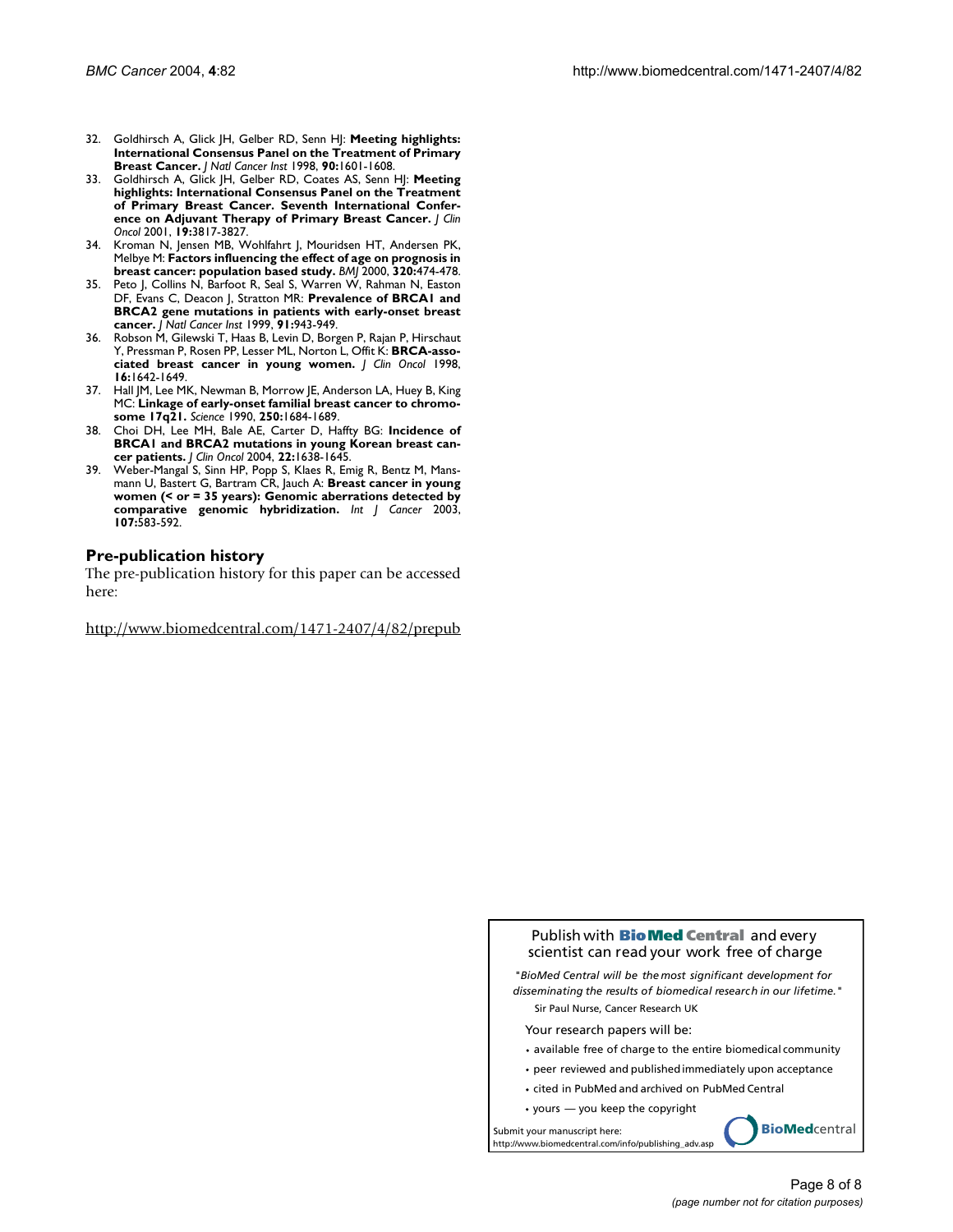32. Goldhirsch A, Glick JH, Gelber RD, Senn HJ: **Meeting highlights: International Consensus Panel on the Treatment of Primary Breast Cancer.** *J Natl Cancer Inst* 1998, **90:**1601-1608.
33. Goldhirsch A, Glick JH, Gelber RD, Coates AS, Senn HJ: **Meeting highlights: International Consensus Panel on the Treatment of Primary Breast Cancer. Seventh International Conference on Adjuvant Therapy of Primary Breast Cancer.** *J Clin Oncol* 2001, **19:**3817-3827.
34. Kroman N, Jensen MB, Wohlfahrt J, Mouridsen HT, Andersen PK, Melbye M: **Factors influencing the effect of age on prognosis in breast cancer: population based study.** *BMJ* 2000, **320:**474-478.
35. Peto J, Collins N, Barfoot R, Seal S, Warren W, Rahman N, Easton DF, Evans C, Deacon J, Stratton MR: **Prevalence of BRCA1 and BRCA2 gene mutations in patients with early-onset breast cancer.** *J Natl Cancer Inst* 1999, **91:**943-949.
36. Robson M, Gilewski T, Haas B, Levin D, Borgen P, Rajan P, Hirschaut Y, Pressman P, Rosen PP, Lesser ML, Norton L, Offit K: **BRCA-associated breast cancer in young women.** *J Clin Oncol* 1998, **16:**1642-1649.
37. Hall JM, Lee MK, Newman B, Morrow JE, Anderson LA, Huey B, King MC: **Linkage of early-onset familial breast cancer to chromosome 17q21.** *Science* 1990, **250:**1684-1689.
38. Choi DH, Lee MH, Bale AE, Carter D, Haffty BG: **Incidence of BRCA1 and BRCA2 mutations in young Korean breast cancer patients.** *J Clin Oncol* 2004, **22:**1638-1645.
39. Weber-Mangal S, Sinn HP, Popp S, Klaes R, Emig R, Bentz M, Mansmann U, Bastert G, Bartram CR, Jauch A: **Breast cancer in young women (< or = 35 years): Genomic aberrations detected by comparative genomic hybridization.** *Int J Cancer* 2003, **107:**583-592.

## Pre-publication history

The pre-publication history for this paper can be accessed here:

http://www.biomedcentral.com/1471-2407/4/82/prepub

Publish with **BioMed Central** and every scientist can read your work free of charge

*"BioMed Central will be the most significant development for disseminating the results of biomedical research in our lifetime."*

Sir Paul Nurse, Cancer Research UK

Your research papers will be:

- available free of charge to the entire biomedical community
- peer reviewed and published immediately upon acceptance
- cited in PubMed and archived on PubMed Central
- yours — you keep the copyright

Submit your manuscript here:
http://www.biomedcentral.com/info/publishing_adv.asp

**BioMed**central